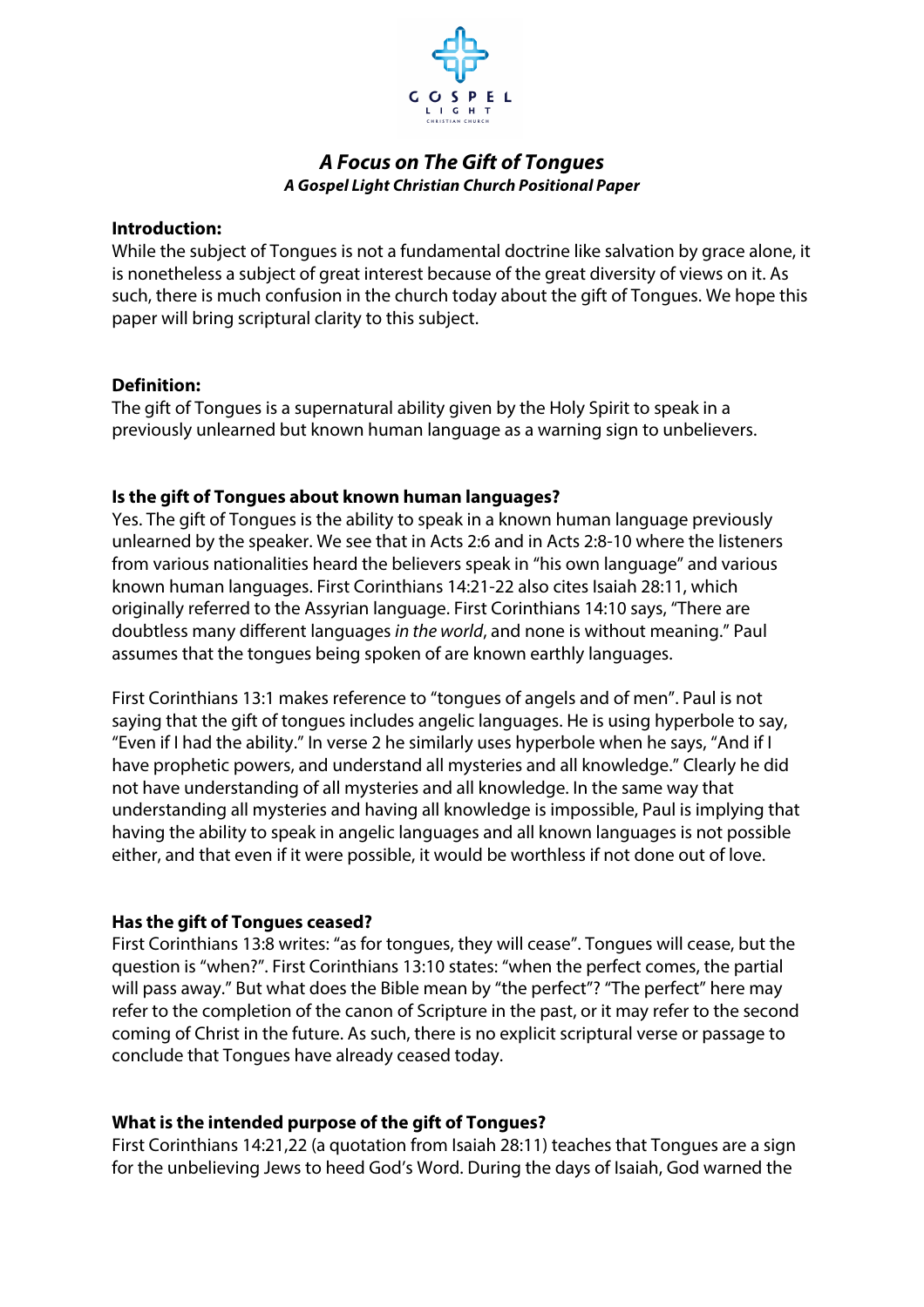# *A Focus on The Gift of Tongues*

***A Gospel Light Christian Church Positional Paper***

**Introduction:**

While the subject of Tongues is not a fundamental doctrine like salvation by grace alone, it is nonetheless a subject of great interest because of the great diversity of views on it. As such, there is much confusion in the church today about the gift of Tongues. We hope this paper will bring scriptural clarity to this subject.

**Definition:**

The gift of Tongues is a supernatural ability given by the Holy Spirit to speak in a previously unlearned but known human language as a warning sign to unbelievers.

**Is the gift of Tongues about known human languages?**

Yes. The gift of Tongues is the ability to speak in a known human language previously unlearned by the speaker. We see that in Acts 2:6 and in Acts 2:8-10 where the listeners from various nationalities heard the believers speak in "his own language" and various known human languages. First Corinthians 14:21-22 also cites Isaiah 28:11, which originally referred to the Assyrian language. First Corinthians 14:10 says, "There are doubtless many different languages *in the world*, and none is without meaning." Paul assumes that the tongues being spoken of are known earthly languages.

First Corinthians 13:1 makes reference to "tongues of angels and of men". Paul is not saying that the gift of tongues includes angelic languages. He is using hyperbole to say, "Even if I had the ability." In verse 2 he similarly uses hyperbole when he says, "And if I have prophetic powers, and understand all mysteries and all knowledge." Clearly he did not have understanding of all mysteries and all knowledge. In the same way that understanding all mysteries and having all knowledge is impossible, Paul is implying that having the ability to speak in angelic languages and all known languages is not possible either, and that even if it were possible, it would be worthless if not done out of love.

**Has the gift of Tongues ceased?**

First Corinthians 13:8 writes: "as for tongues, they will cease". Tongues will cease, but the question is "when?". First Corinthians 13:10 states: "when the perfect comes, the partial will pass away." But what does the Bible mean by "the perfect"? "The perfect" here may refer to the completion of the canon of Scripture in the past, or it may refer to the second coming of Christ in the future. As such, there is no explicit scriptural verse or passage to conclude that Tongues have already ceased today.

**What is the intended purpose of the gift of Tongues?**

First Corinthians 14:21,22 (a quotation from Isaiah 28:11) teaches that Tongues are a sign for the unbelieving Jews to heed God's Word. During the days of Isaiah, God warned the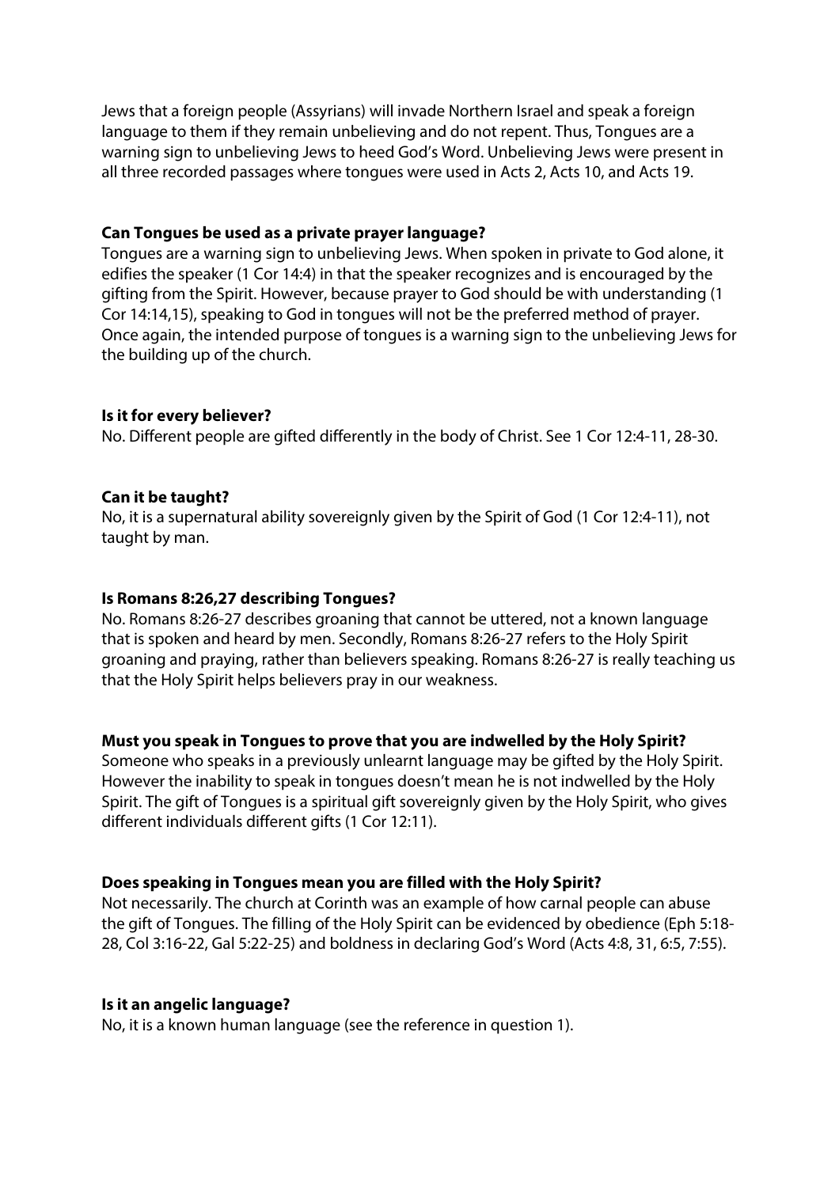Jews that a foreign people (Assyrians) will invade Northern Israel and speak a foreign language to them if they remain unbelieving and do not repent. Thus, Tongues are a warning sign to unbelieving Jews to heed God's Word. Unbelieving Jews were present in all three recorded passages where tongues were used in Acts 2, Acts 10, and Acts 19.

**Can Tongues be used as a private prayer language?**
Tongues are a warning sign to unbelieving Jews. When spoken in private to God alone, it edifies the speaker (1 Cor 14:4) in that the speaker recognizes and is encouraged by the gifting from the Spirit. However, because prayer to God should be with understanding (1 Cor 14:14,15), speaking to God in tongues will not be the preferred method of prayer. Once again, the intended purpose of tongues is a warning sign to the unbelieving Jews for the building up of the church.

**Is it for every believer?**
No. Different people are gifted differently in the body of Christ. See 1 Cor 12:4-11, 28-30.

**Can it be taught?**
No, it is a supernatural ability sovereignly given by the Spirit of God (1 Cor 12:4-11), not taught by man.

**Is Romans 8:26,27 describing Tongues?**
No. Romans 8:26-27 describes groaning that cannot be uttered, not a known language that is spoken and heard by men. Secondly, Romans 8:26-27 refers to the Holy Spirit groaning and praying, rather than believers speaking. Romans 8:26-27 is really teaching us that the Holy Spirit helps believers pray in our weakness.

**Must you speak in Tongues to prove that you are indwelled by the Holy Spirit?**
Someone who speaks in a previously unlearnt language may be gifted by the Holy Spirit. However the inability to speak in tongues doesn't mean he is not indwelled by the Holy Spirit. The gift of Tongues is a spiritual gift sovereignly given by the Holy Spirit, who gives different individuals different gifts (1 Cor 12:11).

**Does speaking in Tongues mean you are filled with the Holy Spirit?**
Not necessarily. The church at Corinth was an example of how carnal people can abuse the gift of Tongues. The filling of the Holy Spirit can be evidenced by obedience (Eph 5:18-28, Col 3:16-22, Gal 5:22-25) and boldness in declaring God's Word (Acts 4:8, 31, 6:5, 7:55).

**Is it an angelic language?**
No, it is a known human language (see the reference in question 1).